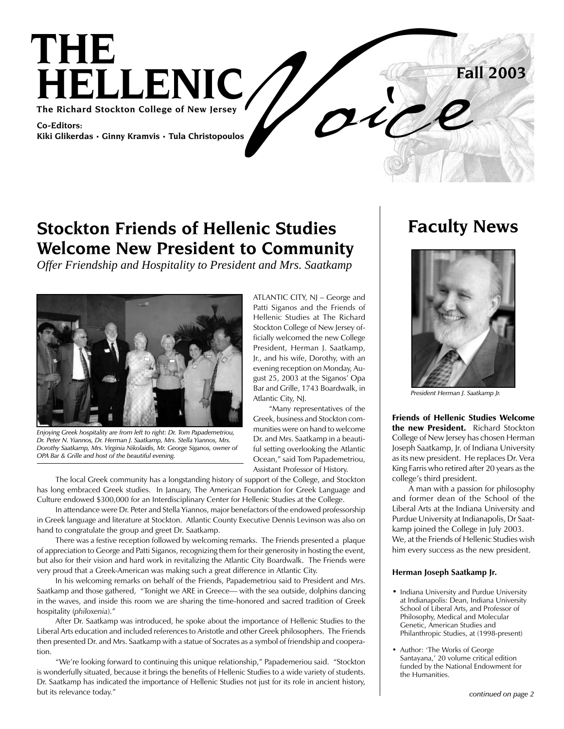# THE HELLENIC Voice

**The Richard Stockton College of New Jersey**

**Co-Editors:**
**Kiki Glikerdas · Ginny Kramvis · Tula Christopoulos**

**Fall 2003**

## Stockton Friends of Hellenic Studies Welcome New President to Community

*Offer Friendship and Hospitality to President and Mrs. Saatkamp*

*Enjoying Greek hospitality are from left to right: Dr. Tom Papademetriou, Dr. Peter N. Yiannos, Dr. Herman J. Saatkamp, Mrs. Stella Yiannos, Mrs. Dorothy Saatkamp, Mrs. Virginia Nikolaidis, Mr. George Siganos, owner of OPA Bar & Grille and host of the beautiful evening.*

ATLANTIC CITY, NJ – George and Patti Siganos and the Friends of Hellenic Studies at The Richard Stockton College of New Jersey officially welcomed the new College President, Herman J. Saatkamp, Jr., and his wife, Dorothy, with an evening reception on Monday, August 25, 2003 at the Siganos' Opa Bar and Grille, 1743 Boardwalk, in Atlantic City, NJ.

"Many representatives of the Greek, business and Stockton communities were on hand to welcome Dr. and Mrs. Saatkamp in a beautiful setting overlooking the Atlantic Ocean," said Tom Papademetriou, Assistant Professor of History.

The local Greek community has a longstanding history of support of the College, and Stockton has long embraced Greek studies. In January, The American Foundation for Greek Language and Culture endowed $300,000 for an Interdisciplinary Center for Hellenic Studies at the College.

In attendance were Dr. Peter and Stella Yiannos, major benefactors of the endowed professorship in Greek language and literature at Stockton. Atlantic County Executive Dennis Levinson was also on hand to congratulate the group and greet Dr. Saatkamp.

There was a festive reception followed by welcoming remarks. The Friends presented a plaque of appreciation to George and Patti Siganos, recognizing them for their generosity in hosting the event, but also for their vision and hard work in revitalizing the Atlantic City Boardwalk. The Friends were very proud that a Greek-American was making such a great difference in Atlantic City.

In his welcoming remarks on behalf of the Friends, Papademetriou said to President and Mrs. Saatkamp and those gathered, "Tonight we ARE in Greece— with the sea outside, dolphins dancing in the waves, and inside this room we are sharing the time-honored and sacred tradition of Greek hospitality (*philoxenia*)."

After Dr. Saatkamp was introduced, he spoke about the importance of Hellenic Studies to the Liberal Arts education and included references to Aristotle and other Greek philosophers. The Friends then presented Dr. and Mrs. Saatkamp with a statue of Socrates as a symbol of friendship and cooperation.

"We're looking forward to continuing this unique relationship," Papademeriou said. "Stockton is wonderfully situated, because it brings the benefits of Hellenic Studies to a wide variety of students. Dr. Saatkamp has indicated the importance of Hellenic Studies not just for its role in ancient history, but its relevance today."

## Faculty News

*President Herman J. Saatkamp Jr.*

**Friends of Hellenic Studies Welcome the new President.** Richard Stockton College of New Jersey has chosen Herman Joseph Saatkamp, Jr. of Indiana University as its new president. He replaces Dr. Vera King Farris who retired after 20 years as the college's third president.

A man with a passion for philosophy and former dean of the School of the Liberal Arts at the Indiana University and Purdue University at Indianapolis, Dr Saatkamp joined the College in July 2003. We, at the Friends of Hellenic Studies wish him every success as the new president.

**Herman Joseph Saatkamp Jr.**

- Indiana University and Purdue University at Indianapolis: Dean, Indiana University School of Liberal Arts, and Professor of Philosophy, Medical and Molecular Genetic, American Studies and Philanthropic Studies, at (1998-present)
- Author: 'The Works of George Santayana,' 20 volume critical edition funded by the National Endowment for the Humanities.

*continued on page 2*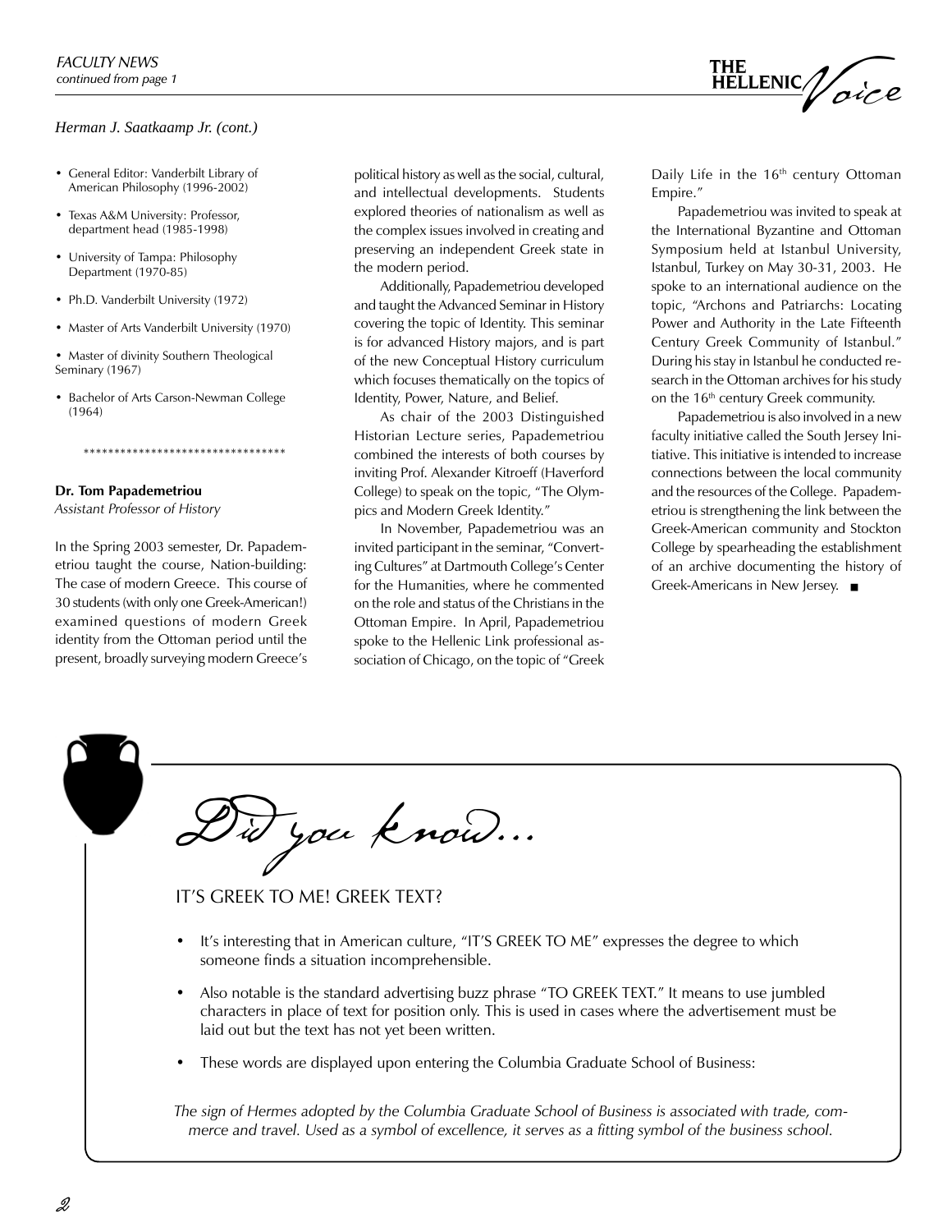*Herman J. Saatkaamp Jr. (cont.)*

- General Editor: Vanderbilt Library of American Philosophy (1996-2002)
- Texas A&M University: Professor, department head (1985-1998)
- University of Tampa: Philosophy Department (1970-85)
- Ph.D. Vanderbilt University (1972)
- Master of Arts Vanderbilt University (1970)
- Master of divinity Southern Theological Seminary (1967)
- Bachelor of Arts Carson-Newman College (1964)

*********************************

**Dr. Tom Papademetriou**
*Assistant Professor of History*

In the Spring 2003 semester, Dr. Papademetriou taught the course, Nation-building: The case of modern Greece. This course of 30 students (with only one Greek-American!) examined questions of modern Greek identity from the Ottoman period until the present, broadly surveying modern Greece's political history as well as the social, cultural, and intellectual developments. Students explored theories of nationalism as well as the complex issues involved in creating and preserving an independent Greek state in the modern period.

Additionally, Papademetriou developed and taught the Advanced Seminar in History covering the topic of Identity. This seminar is for advanced History majors, and is part of the new Conceptual History curriculum which focuses thematically on the topics of Identity, Power, Nature, and Belief.

As chair of the 2003 Distinguished Historian Lecture series, Papademetriou combined the interests of both courses by inviting Prof. Alexander Kitroeff (Haverford College) to speak on the topic, "The Olympics and Modern Greek Identity."

In November, Papademetriou was an invited participant in the seminar, "Converting Cultures" at Dartmouth College's Center for the Humanities, where he commented on the role and status of the Christians in the Ottoman Empire. In April, Papademetriou spoke to the Hellenic Link professional association of Chicago, on the topic of "Greek Daily Life in the 16th century Ottoman Empire."

Papademetriou was invited to speak at the International Byzantine and Ottoman Symposium held at Istanbul University, Istanbul, Turkey on May 30-31, 2003. He spoke to an international audience on the topic, "Archons and Patriarchs: Locating Power and Authority in the Late Fifteenth Century Greek Community of Istanbul." During his stay in Istanbul he conducted research in the Ottoman archives for his study on the 16th century Greek community.

Papademetriou is also involved in a new faculty initiative called the South Jersey Initiative. This initiative is intended to increase connections between the local community and the resources of the College. Papademetriou is strengthening the link between the Greek-American community and Stockton College by spearheading the establishment of an archive documenting the history of Greek-Americans in New Jersey. ■

## *Did you know...*

### IT'S GREEK TO ME! GREEK TEXT?

- It's interesting that in American culture, "IT'S GREEK TO ME" expresses the degree to which someone finds a situation incomprehensible.
- Also notable is the standard advertising buzz phrase "TO GREEK TEXT." It means to use jumbled characters in place of text for position only. This is used in cases where the advertisement must be laid out but the text has not yet been written.
- These words are displayed upon entering the Columbia Graduate School of Business:

*The sign of Hermes adopted by the Columbia Graduate School of Business is associated with trade, commerce and travel. Used as a symbol of excellence, it serves as a fitting symbol of the business school.*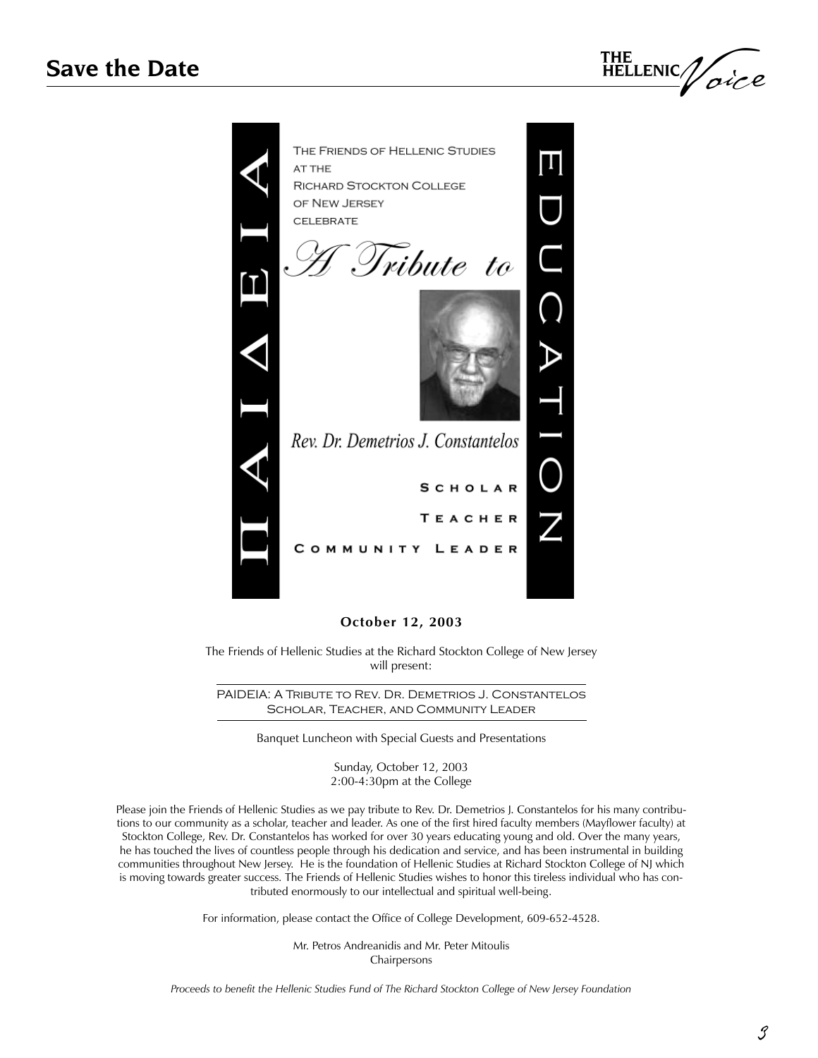## Save the Date

ΠΑΙΔΕΙΑ

The Friends of Hellenic Studies
at the
Richard Stockton College
of New Jersey
celebrate

*A Tribute to*

Rev. Dr. Demetrios J. Constantelos

Scholar

Teacher

Community Leader

EDUCATION

**October 12, 2003**

The Friends of Hellenic Studies at the Richard Stockton College of New Jersey will present:

---

PAIDEIA: A Tribute to Rev. Dr. Demetrios J. Constantelos
Scholar, Teacher, and Community Leader

---

Banquet Luncheon with Special Guests and Presentations

Sunday, October 12, 2003
2:00-4:30pm at the College

Please join the Friends of Hellenic Studies as we pay tribute to Rev. Dr. Demetrios J. Constantelos for his many contributions to our community as a scholar, teacher and leader. As one of the first hired faculty members (Mayflower faculty) at Stockton College, Rev. Dr. Constantelos has worked for over 30 years educating young and old. Over the many years, he has touched the lives of countless people through his dedication and service, and has been instrumental in building communities throughout New Jersey. He is the foundation of Hellenic Studies at Richard Stockton College of NJ which is moving towards greater success. The Friends of Hellenic Studies wishes to honor this tireless individual who has contributed enormously to our intellectual and spiritual well-being.

For information, please contact the Office of College Development, 609-652-4528.

Mr. Petros Andreanidis and Mr. Peter Mitoulis
Chairpersons

*Proceeds to benefit the Hellenic Studies Fund of The Richard Stockton College of New Jersey Foundation*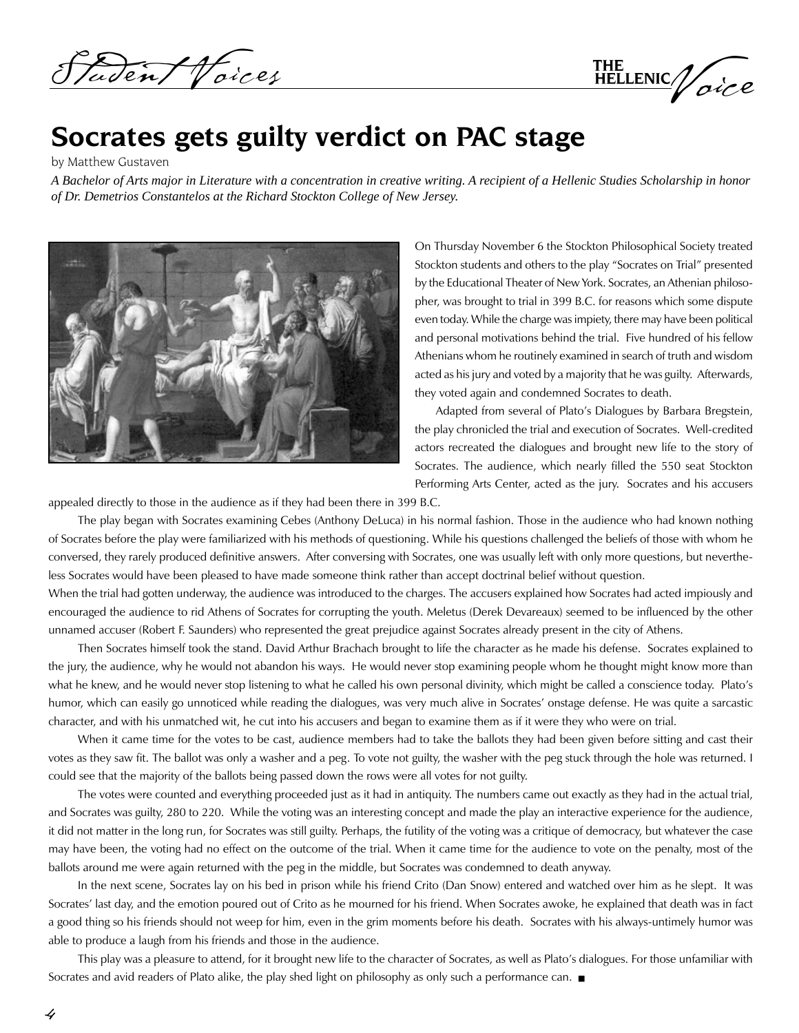# Socrates gets guilty verdict on PAC stage

by Matthew Gustaven

*A Bachelor of Arts major in Literature with a concentration in creative writing. A recipient of a Hellenic Studies Scholarship in honor of Dr. Demetrios Constantelos at the Richard Stockton College of New Jersey.*

On Thursday November 6 the Stockton Philosophical Society treated Stockton students and others to the play "Socrates on Trial" presented by the Educational Theater of New York. Socrates, an Athenian philosopher, was brought to trial in 399 B.C. for reasons which some dispute even today. While the charge was impiety, there may have been political and personal motivations behind the trial. Five hundred of his fellow Athenians whom he routinely examined in search of truth and wisdom acted as his jury and voted by a majority that he was guilty. Afterwards, they voted again and condemned Socrates to death.

Adapted from several of Plato's Dialogues by Barbara Bregstein, the play chronicled the trial and execution of Socrates. Well-credited actors recreated the dialogues and brought new life to the story of Socrates. The audience, which nearly filled the 550 seat Stockton Performing Arts Center, acted as the jury. Socrates and his accusers appealed directly to those in the audience as if they had been there in 399 B.C.

The play began with Socrates examining Cebes (Anthony DeLuca) in his normal fashion. Those in the audience who had known nothing of Socrates before the play were familiarized with his methods of questioning. While his questions challenged the beliefs of those with whom he conversed, they rarely produced definitive answers. After conversing with Socrates, one was usually left with only more questions, but nevertheless Socrates would have been pleased to have made someone think rather than accept doctrinal belief without question.

When the trial had gotten underway, the audience was introduced to the charges. The accusers explained how Socrates had acted impiously and encouraged the audience to rid Athens of Socrates for corrupting the youth. Meletus (Derek Devareaux) seemed to be influenced by the other unnamed accuser (Robert F. Saunders) who represented the great prejudice against Socrates already present in the city of Athens.

Then Socrates himself took the stand. David Arthur Brachach brought to life the character as he made his defense. Socrates explained to the jury, the audience, why he would not abandon his ways. He would never stop examining people whom he thought might know more than what he knew, and he would never stop listening to what he called his own personal divinity, which might be called a conscience today. Plato's humor, which can easily go unnoticed while reading the dialogues, was very much alive in Socrates' onstage defense. He was quite a sarcastic character, and with his unmatched wit, he cut into his accusers and began to examine them as if it were they who were on trial.

When it came time for the votes to be cast, audience members had to take the ballots they had been given before sitting and cast their votes as they saw fit. The ballot was only a washer and a peg. To vote not guilty, the washer with the peg stuck through the hole was returned. I could see that the majority of the ballots being passed down the rows were all votes for not guilty.

The votes were counted and everything proceeded just as it had in antiquity. The numbers came out exactly as they had in the actual trial, and Socrates was guilty, 280 to 220. While the voting was an interesting concept and made the play an interactive experience for the audience, it did not matter in the long run, for Socrates was still guilty. Perhaps, the futility of the voting was a critique of democracy, but whatever the case may have been, the voting had no effect on the outcome of the trial. When it came time for the audience to vote on the penalty, most of the ballots around me were again returned with the peg in the middle, but Socrates was condemned to death anyway.

In the next scene, Socrates lay on his bed in prison while his friend Crito (Dan Snow) entered and watched over him as he slept. It was Socrates' last day, and the emotion poured out of Crito as he mourned for his friend. When Socrates awoke, he explained that death was in fact a good thing so his friends should not weep for him, even in the grim moments before his death. Socrates with his always-untimely humor was able to produce a laugh from his friends and those in the audience.

This play was a pleasure to attend, for it brought new life to the character of Socrates, as well as Plato's dialogues. For those unfamiliar with Socrates and avid readers of Plato alike, the play shed light on philosophy as only such a performance can. ■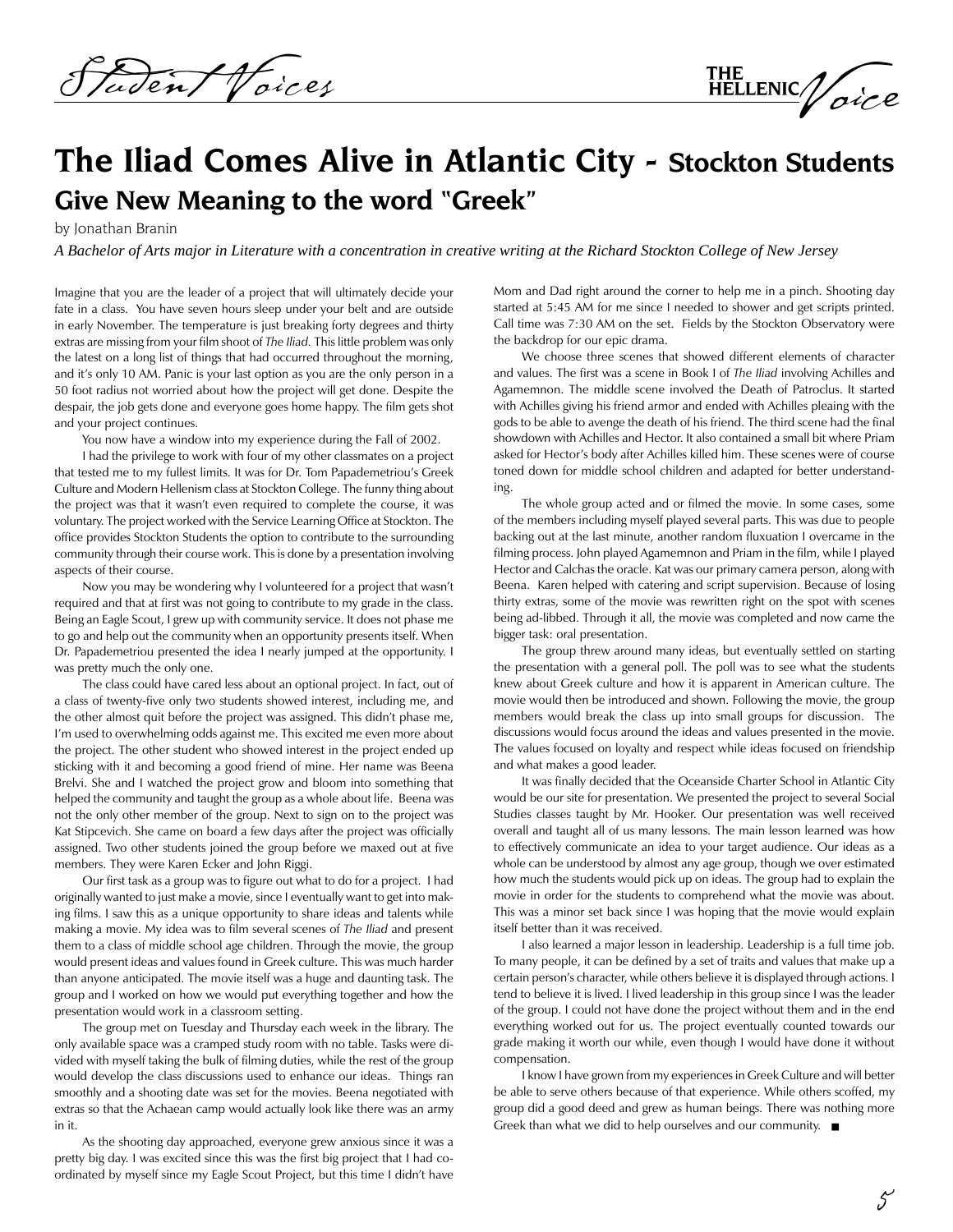# The Iliad Comes Alive in Atlantic City - Stockton Students Give New Meaning to the word "Greek"

by Jonathan Branin

*A Bachelor of Arts major in Literature with a concentration in creative writing at the Richard Stockton College of New Jersey*

Imagine that you are the leader of a project that will ultimately decide your fate in a class. You have seven hours sleep under your belt and are outside in early November. The temperature is just breaking forty degrees and thirty extras are missing from your film shoot of *The Iliad.* This little problem was only the latest on a long list of things that had occurred throughout the morning, and it's only 10 AM. Panic is your last option as you are the only person in a 50 foot radius not worried about how the project will get done. Despite the despair, the job gets done and everyone goes home happy. The film gets shot and your project continues.

You now have a window into my experience during the Fall of 2002.

I had the privilege to work with four of my other classmates on a project that tested me to my fullest limits. It was for Dr. Tom Papademetriou's Greek Culture and Modern Hellenism class at Stockton College. The funny thing about the project was that it wasn't even required to complete the course, it was voluntary. The project worked with the Service Learning Office at Stockton. The office provides Stockton Students the option to contribute to the surrounding community through their course work. This is done by a presentation involving aspects of their course.

Now you may be wondering why I volunteered for a project that wasn't required and that at first was not going to contribute to my grade in the class. Being an Eagle Scout, I grew up with community service. It does not phase me to go and help out the community when an opportunity presents itself. When Dr. Papademetriou presented the idea I nearly jumped at the opportunity. I was pretty much the only one.

The class could have cared less about an optional project. In fact, out of a class of twenty-five only two students showed interest, including me, and the other almost quit before the project was assigned. This didn't phase me, I'm used to overwhelming odds against me. This excited me even more about the project. The other student who showed interest in the project ended up sticking with it and becoming a good friend of mine. Her name was Beena Brelvi. She and I watched the project grow and bloom into something that helped the community and taught the group as a whole about life. Beena was not the only other member of the group. Next to sign on to the project was Kat Stipcevich. She came on board a few days after the project was officially assigned. Two other students joined the group before we maxed out at five members. They were Karen Ecker and John Riggi.

Our first task as a group was to figure out what to do for a project. I had originally wanted to just make a movie, since I eventually want to get into making films. I saw this as a unique opportunity to share ideas and talents while making a movie. My idea was to film several scenes of *The Iliad* and present them to a class of middle school age children. Through the movie, the group would present ideas and values found in Greek culture. This was much harder than anyone anticipated. The movie itself was a huge and daunting task. The group and I worked on how we would put everything together and how the presentation would work in a classroom setting.

The group met on Tuesday and Thursday each week in the library. The only available space was a cramped study room with no table. Tasks were divided with myself taking the bulk of filming duties, while the rest of the group would develop the class discussions used to enhance our ideas. Things ran smoothly and a shooting date was set for the movies. Beena negotiated with extras so that the Achaean camp would actually look like there was an army in it.

As the shooting day approached, everyone grew anxious since it was a pretty big day. I was excited since this was the first big project that I had coordinated by myself since my Eagle Scout Project, but this time I didn't have Mom and Dad right around the corner to help me in a pinch. Shooting day started at 5:45 AM for me since I needed to shower and get scripts printed. Call time was 7:30 AM on the set. Fields by the Stockton Observatory were the backdrop for our epic drama.

We choose three scenes that showed different elements of character and values. The first was a scene in Book I of *The Iliad* involving Achilles and Agamemnon. The middle scene involved the Death of Patroclus. It started with Achilles giving his friend armor and ended with Achilles pleaing with the gods to be able to avenge the death of his friend. The third scene had the final showdown with Achilles and Hector. It also contained a small bit where Priam asked for Hector's body after Achilles killed him. These scenes were of course toned down for middle school children and adapted for better understanding.

The whole group acted and or filmed the movie. In some cases, some of the members including myself played several parts. This was due to people backing out at the last minute, another random fluxuation I overcame in the filming process. John played Agamemnon and Priam in the film, while I played Hector and Calchas the oracle. Kat was our primary camera person, along with Beena. Karen helped with catering and script supervision. Because of losing thirty extras, some of the movie was rewritten right on the spot with scenes being ad-libbed. Through it all, the movie was completed and now came the bigger task: oral presentation.

The group threw around many ideas, but eventually settled on starting the presentation with a general poll. The poll was to see what the students knew about Greek culture and how it is apparent in American culture. The movie would then be introduced and shown. Following the movie, the group members would break the class up into small groups for discussion. The discussions would focus around the ideas and values presented in the movie. The values focused on loyalty and respect while ideas focused on friendship and what makes a good leader.

It was finally decided that the Oceanside Charter School in Atlantic City would be our site for presentation. We presented the project to several Social Studies classes taught by Mr. Hooker. Our presentation was well received overall and taught all of us many lessons. The main lesson learned was how to effectively communicate an idea to your target audience. Our ideas as a whole can be understood by almost any age group, though we over estimated how much the students would pick up on ideas. The group had to explain the movie in order for the students to comprehend what the movie was about. This was a minor set back since I was hoping that the movie would explain itself better than it was received.

I also learned a major lesson in leadership. Leadership is a full time job. To many people, it can be defined by a set of traits and values that make up a certain person's character, while others believe it is displayed through actions. I tend to believe it is lived. I lived leadership in this group since I was the leader of the group. I could not have done the project without them and in the end everything worked out for us. The project eventually counted towards our grade making it worth our while, even though I would have done it without compensation.

I know I have grown from my experiences in Greek Culture and will better be able to serve others because of that experience. While others scoffed, my group did a good deed and grew as human beings. There was nothing more Greek than what we did to help ourselves and our community. ■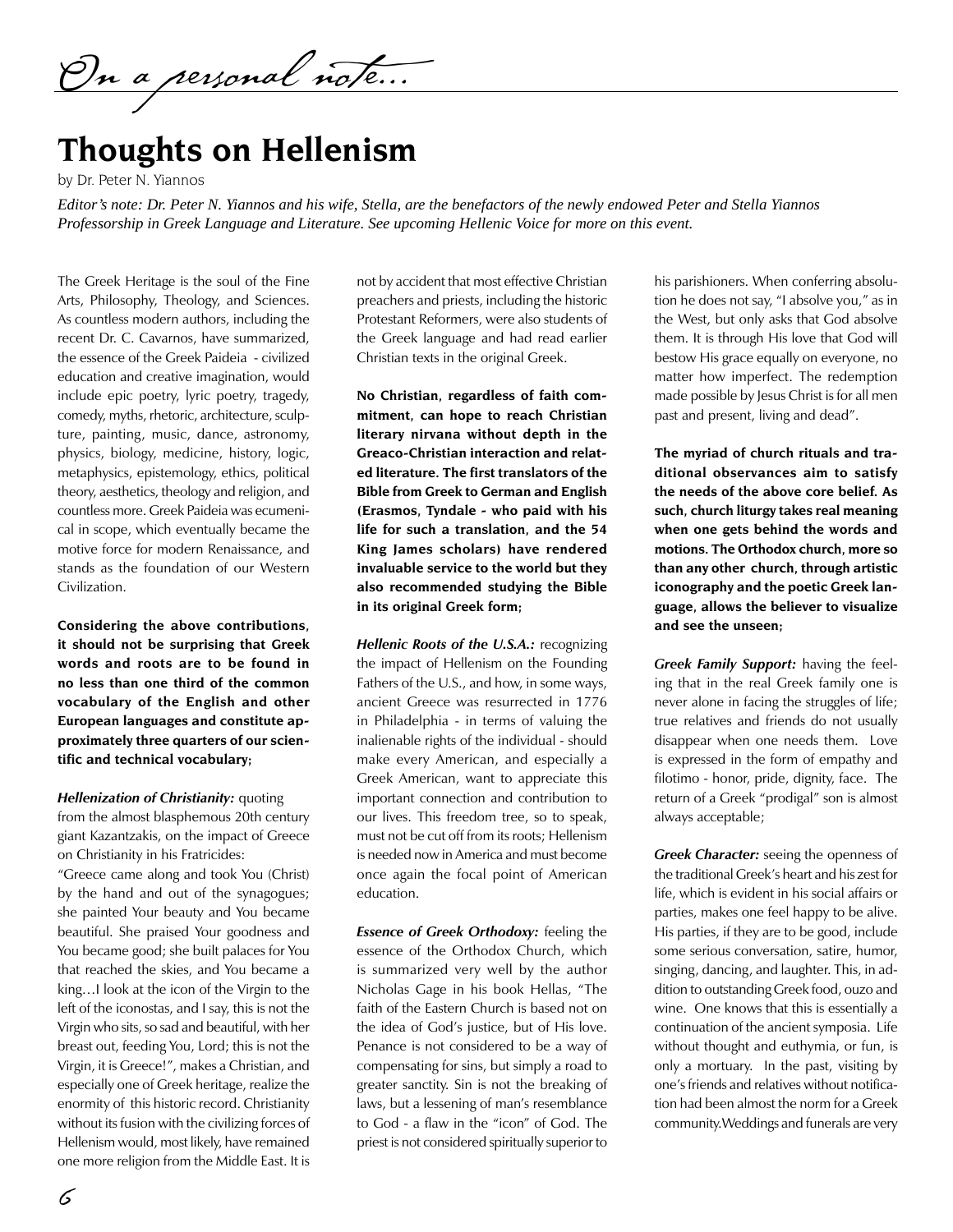*On a personal note...*

# Thoughts on Hellenism

by Dr. Peter N. Yiannos

*Editor's note: Dr. Peter N. Yiannos and his wife, Stella, are the benefactors of the newly endowed Peter and Stella Yiannos Professorship in Greek Language and Literature. See upcoming Hellenic Voice for more on this event.*

The Greek Heritage is the soul of the Fine Arts, Philosophy, Theology, and Sciences. As countless modern authors, including the recent Dr. C. Cavarnos, have summarized, the essence of the Greek Paideia - civilized education and creative imagination, would include epic poetry, lyric poetry, tragedy, comedy, myths, rhetoric, architecture, sculpture, painting, music, dance, astronomy, physics, biology, medicine, history, logic, metaphysics, epistemology, ethics, political theory, aesthetics, theology and religion, and countless more. Greek Paideia was ecumenical in scope, which eventually became the motive force for modern Renaissance, and stands as the foundation of our Western Civilization.

**Considering the above contributions, it should not be surprising that Greek words and roots are to be found in no less than one third of the common vocabulary of the English and other European languages and constitute approximately three quarters of our scientific and technical vocabulary;**

***Hellenization of Christianity:*** quoting from the almost blasphemous 20th century giant Kazantzakis, on the impact of Greece on Christianity in his Fratricides:
"Greece came along and took You (Christ) by the hand and out of the synagogues; she painted Your beauty and You became beautiful. She praised Your goodness and You became good; she built palaces for You that reached the skies, and You became a king…I look at the icon of the Virgin to the left of the iconostas, and I say, this is not the Virgin who sits, so sad and beautiful, with her breast out, feeding You, Lord; this is not the Virgin, it is Greece!", makes a Christian, and especially one of Greek heritage, realize the enormity of this historic record. Christianity without its fusion with the civilizing forces of Hellenism would, most likely, have remained one more religion from the Middle East. It is not by accident that most effective Christian preachers and priests, including the historic Protestant Reformers, were also students of the Greek language and had read earlier Christian texts in the original Greek.

**No Christian, regardless of faith commitment, can hope to reach Christian literary nirvana without depth in the Greaco-Christian interaction and related literature. The first translators of the Bible from Greek to German and English (Erasmos, Tyndale - who paid with his life for such a translation, and the 54 King James scholars) have rendered invaluable service to the world but they also recommended studying the Bible in its original Greek form;**

***Hellenic Roots of the U.S.A.:*** recognizing the impact of Hellenism on the Founding Fathers of the U.S., and how, in some ways, ancient Greece was resurrected in 1776 in Philadelphia - in terms of valuing the inalienable rights of the individual - should make every American, and especially a Greek American, want to appreciate this important connection and contribution to our lives. This freedom tree, so to speak, must not be cut off from its roots; Hellenism is needed now in America and must become once again the focal point of American education.

***Essence of Greek Orthodoxy:*** feeling the essence of the Orthodox Church, which is summarized very well by the author Nicholas Gage in his book Hellas, "The faith of the Eastern Church is based not on the idea of God's justice, but of His love. Penance is not considered to be a way of compensating for sins, but simply a road to greater sanctity. Sin is not the breaking of laws, but a lessening of man's resemblance to God - a flaw in the "icon" of God. The priest is not considered spiritually superior to his parishioners. When conferring absolution he does not say, "I absolve you," as in the West, but only asks that God absolve them. It is through His love that God will bestow His grace equally on everyone, no matter how imperfect. The redemption made possible by Jesus Christ is for all men past and present, living and dead".

**The myriad of church rituals and traditional observances aim to satisfy the needs of the above core belief. As such, church liturgy takes real meaning when one gets behind the words and motions. The Orthodox church, more so than any other church, through artistic iconography and the poetic Greek language, allows the believer to visualize and see the unseen;**

***Greek Family Support:*** having the feeling that in the real Greek family one is never alone in facing the struggles of life; true relatives and friends do not usually disappear when one needs them. Love is expressed in the form of empathy and filotimo - honor, pride, dignity, face. The return of a Greek "prodigal" son is almost always acceptable;

***Greek Character:*** seeing the openness of the traditional Greek's heart and his zest for life, which is evident in his social affairs or parties, makes one feel happy to be alive. His parties, if they are to be good, include some serious conversation, satire, humor, singing, dancing, and laughter. This, in addition to outstanding Greek food, ouzo and wine. One knows that this is essentially a continuation of the ancient symposia. Life without thought and euthymia, or fun, is only a mortuary. In the past, visiting by one's friends and relatives without notification had been almost the norm for a Greek community.Weddings and funerals are very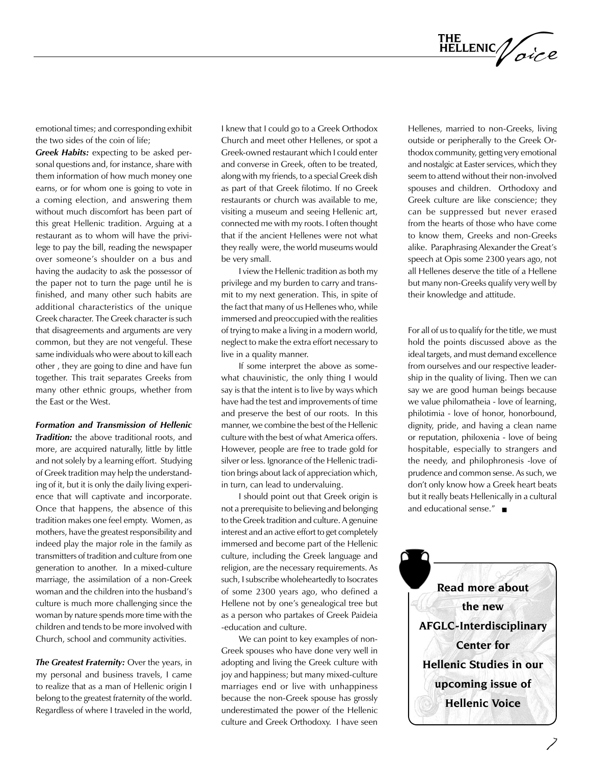emotional times; and corresponding exhibit the two sides of the coin of life;

***Greek Habits:*** expecting to be asked personal questions and, for instance, share with them information of how much money one earns, or for whom one is going to vote in a coming election, and answering them without much discomfort has been part of this great Hellenic tradition. Arguing at a restaurant as to whom will have the privilege to pay the bill, reading the newspaper over someone's shoulder on a bus and having the audacity to ask the possessor of the paper not to turn the page until he is finished, and many other such habits are additional characteristics of the unique Greek character. The Greek character is such that disagreements and arguments are very common, but they are not vengeful. These same individuals who were about to kill each other , they are going to dine and have fun together. This trait separates Greeks from many other ethnic groups, whether from the East or the West.

***Formation and Transmission of Hellenic Tradition:*** the above traditional roots, and more, are acquired naturally, little by little and not solely by a learning effort. Studying of Greek tradition may help the understanding of it, but it is only the daily living experience that will captivate and incorporate. Once that happens, the absence of this tradition makes one feel empty. Women, as mothers, have the greatest responsibility and indeed play the major role in the family as transmitters of tradition and culture from one generation to another. In a mixed-culture marriage, the assimilation of a non-Greek woman and the children into the husband's culture is much more challenging since the woman by nature spends more time with the children and tends to be more involved with Church, school and community activities.

***The Greatest Fraternity:*** Over the years, in my personal and business travels, I came to realize that as a man of Hellenic origin I belong to the greatest fraternity of the world. Regardless of where I traveled in the world, I knew that I could go to a Greek Orthodox Church and meet other Hellenes, or spot a Greek-owned restaurant which I could enter and converse in Greek, often to be treated, along with my friends, to a special Greek dish as part of that Greek filotimo. If no Greek restaurants or church was available to me, visiting a museum and seeing Hellenic art, connected me with my roots. I often thought that if the ancient Hellenes were not what they really were, the world museums would be very small.

I view the Hellenic tradition as both my privilege and my burden to carry and transmit to my next generation. This, in spite of the fact that many of us Hellenes who, while immersed and preoccupied with the realities of trying to make a living in a modern world, neglect to make the extra effort necessary to live in a quality manner.

If some interpret the above as somewhat chauvinistic, the only thing I would say is that the intent is to live by ways which have had the test and improvements of time and preserve the best of our roots. In this manner, we combine the best of the Hellenic culture with the best of what America offers. However, people are free to trade gold for silver or less. Ignorance of the Hellenic tradition brings about lack of appreciation which, in turn, can lead to undervaluing.

I should point out that Greek origin is not a prerequisite to believing and belonging to the Greek tradition and culture. A genuine interest and an active effort to get completely immersed and become part of the Hellenic culture, including the Greek language and religion, are the necessary requirements. As such, I subscribe wholeheartedly to Isocrates of some 2300 years ago, who defined a Hellene not by one's genealogical tree but as a person who partakes of Greek Paideia -education and culture.

We can point to key examples of non-Greek spouses who have done very well in adopting and living the Greek culture with joy and happiness; but many mixed-culture marriages end or live with unhappiness because the non-Greek spouse has grossly underestimated the power of the Hellenic culture and Greek Orthodoxy. I have seen Hellenes, married to non-Greeks, living outside or peripherally to the Greek Orthodox community, getting very emotional and nostalgic at Easter services, which they seem to attend without their non-involved spouses and children. Orthodoxy and Greek culture are like conscience; they can be suppressed but never erased from the hearts of those who have come to know them, Greeks and non-Greeks alike. Paraphrasing Alexander the Great's speech at Opis some 2300 years ago, not all Hellenes deserve the title of a Hellene but many non-Greeks qualify very well by their knowledge and attitude.

For all of us to qualify for the title, we must hold the points discussed above as the ideal targets, and must demand excellence from ourselves and our respective leadership in the quality of living. Then we can say we are good human beings because we value philomatheia - love of learning, philotimia - love of honor, honorbound, dignity, pride, and having a clean name or reputation, philoxenia - love of being hospitable, especially to strangers and the needy, and philophronesis -love of prudence and common sense. As such, we don't only know how a Greek heart beats but it really beats Hellenically in a cultural and educational sense." ■

**Read more about the new AFGLC-Interdisciplinary Center for Hellenic Studies in our upcoming issue of Hellenic Voice**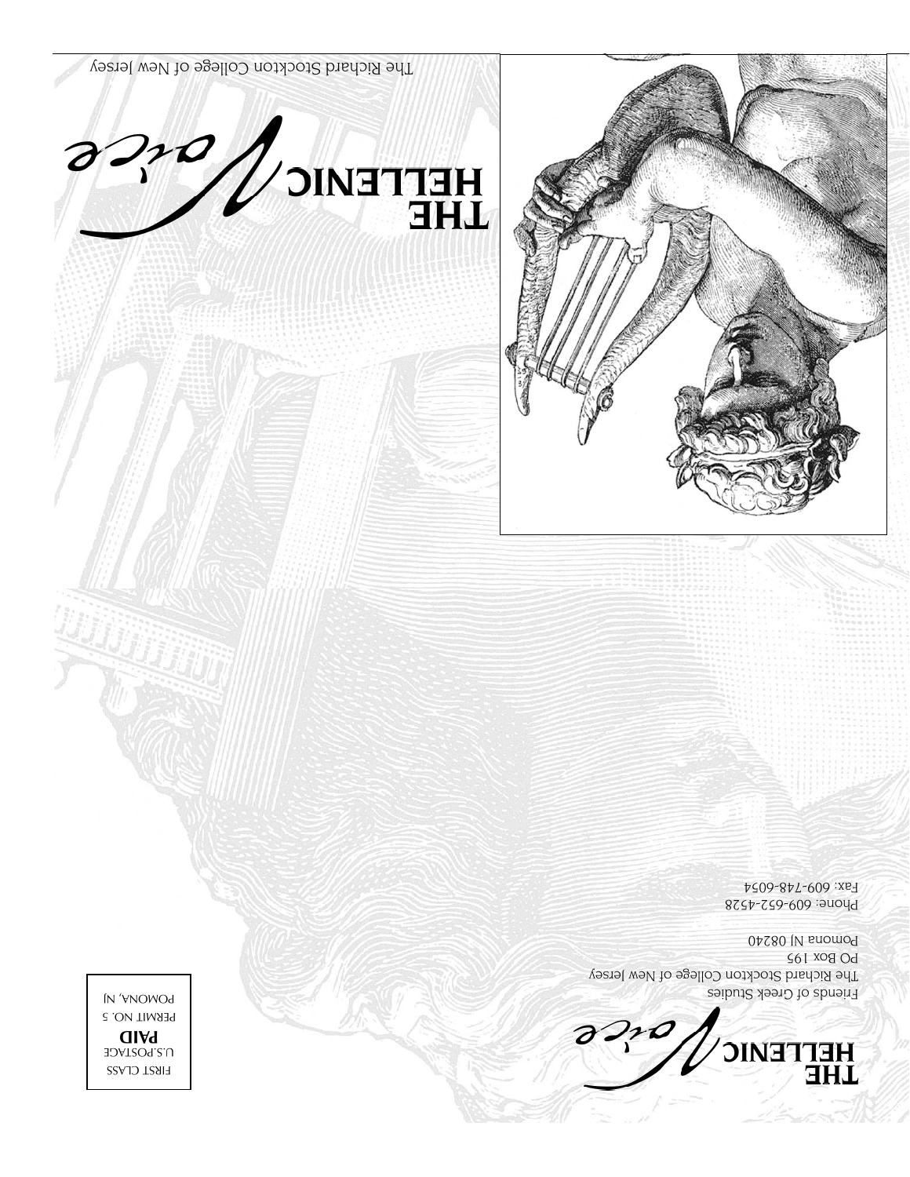# THE HELLENIC *Voice*

Friends of Greek Studies
The Richard Stockton College of New Jersey
PO Box 195
Pomona NJ 08240

Phone: 609-652-4528
Fax: 609-748-6054

FIRST CLASS
U.S.POSTAGE
**PAID**
PERMIT NO. 5
POMONA, NJ

# THE HELLENIC *Voice*

The Richard Stockton College of New Jersey